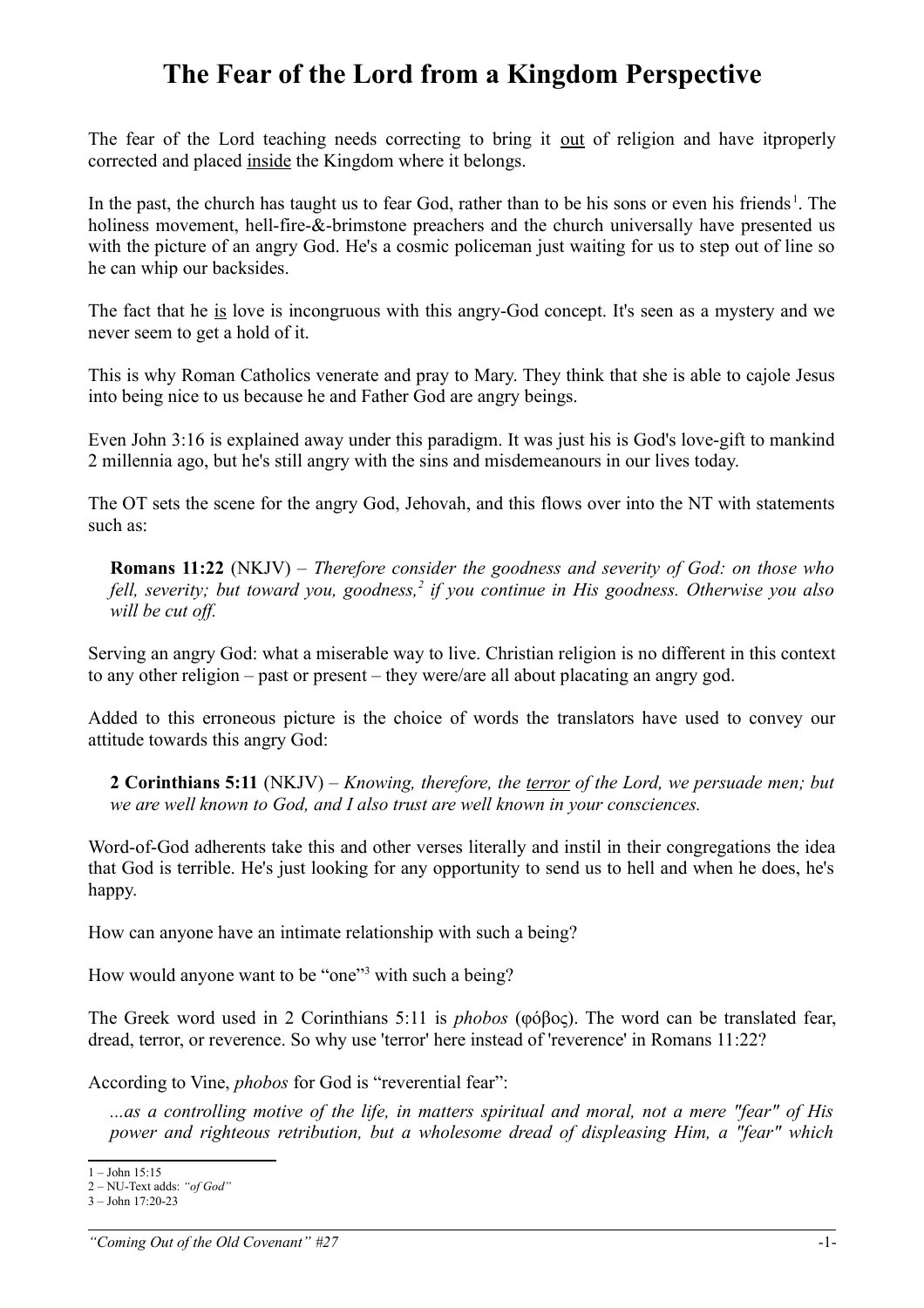# The Fear of the Lord from a Kingdom Perspective

The fear of the Lord teaching needs correcting to bring it <u>out</u> of religion and have itproperly corrected and placed <u>inside</u> the Kingdom where it belongs.

In the past, the church has taught us to fear God, rather than to be his sons or even his friends[1]. The holiness movement, hell-fire-&-brimstone preachers and the church universally have presented us with the picture of an angry God. He's a cosmic policeman just waiting for us to step out of line so he can whip our backsides.

The fact that he <u>is</u> love is incongruous with this angry-God concept. It's seen as a mystery and we never seem to get a hold of it.

This is why Roman Catholics venerate and pray to Mary. They think that she is able to cajole Jesus into being nice to us because he and Father God are angry beings.

Even John 3:16 is explained away under this paradigm. It was just his is God's love-gift to mankind 2 millennia ago, but he's still angry with the sins and misdemeanours in our lives today.

The OT sets the scene for the angry God, Jehovah, and this flows over into the NT with statements such as:

> **Romans 11:22** (NKJV) – *Therefore consider the goodness and severity of God: on those who fell, severity; but toward you, goodness,[2] if you continue in His goodness. Otherwise you also will be cut off.*

Serving an angry God: what a miserable way to live. Christian religion is no different in this context to any other religion – past or present – they were/are all about placating an angry god.

Added to this erroneous picture is the choice of words the translators have used to convey our attitude towards this angry God:

> **2 Corinthians 5:11** (NKJV) – *Knowing, therefore, the <u>terror</u> of the Lord, we persuade men; but we are well known to God, and I also trust are well known in your consciences.*

Word-of-God adherents take this and other verses literally and instil in their congregations the idea that God is terrible. He's just looking for any opportunity to send us to hell and when he does, he's happy.

How can anyone have an intimate relationship with such a being?

How would anyone want to be "one"[3] with such a being?

The Greek word used in 2 Corinthians 5:11 is *phobos* (φόβος). The word can be translated fear, dread, terror, or reverence. So why use 'terror' here instead of 'reverence' in Romans 11:22?

According to Vine, *phobos* for God is "reverential fear":

> *...as a controlling motive of the life, in matters spiritual and moral, not a mere "fear" of His power and righteous retribution, but a wholesome dread of displeasing Him, a "fear" which*

---

1 – John 15:15
2 – NU-Text adds: *"of God"*
3 – John 17:20-23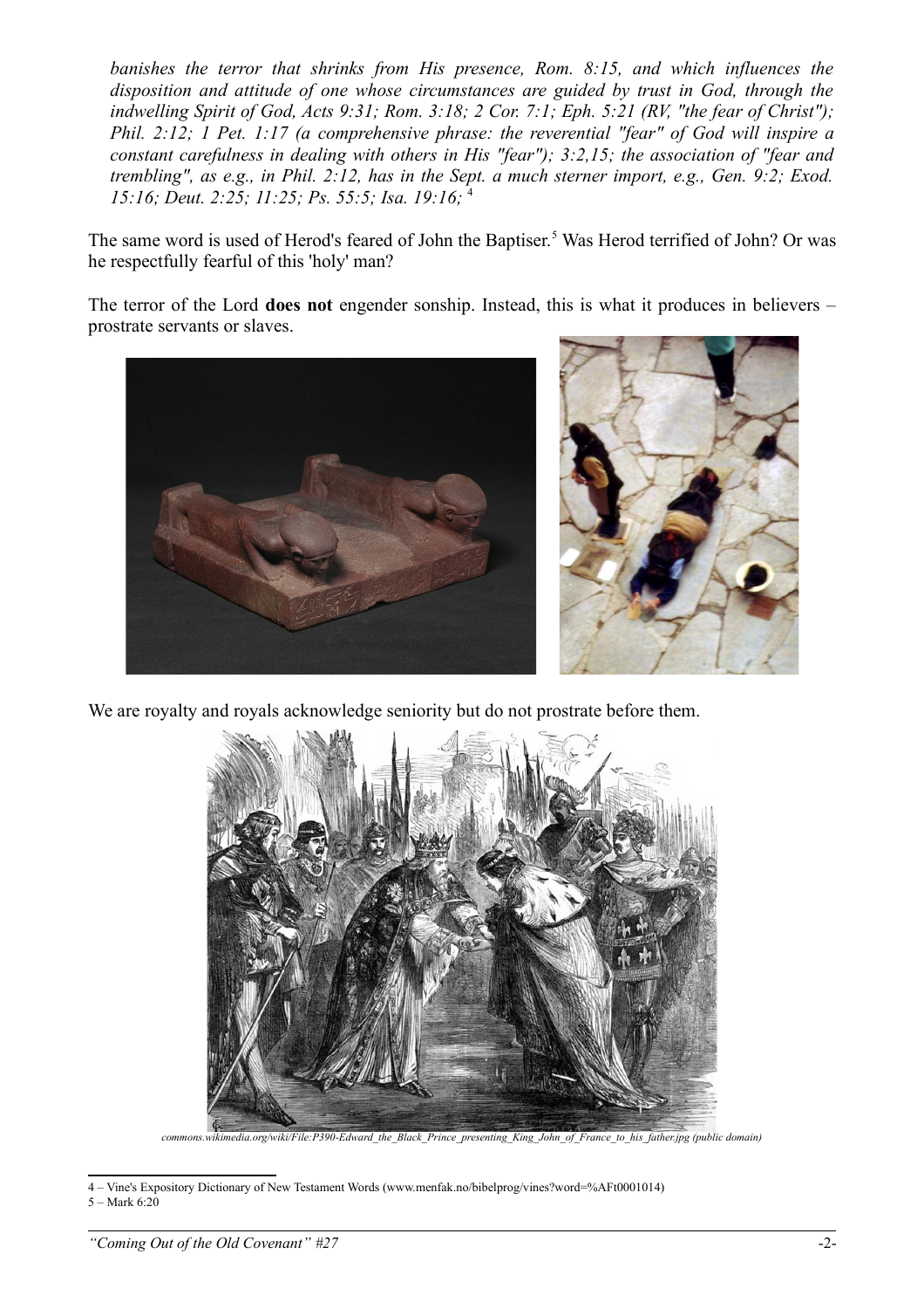*banishes the terror that shrinks from His presence, Rom. 8:15, and which influences the disposition and attitude of one whose circumstances are guided by trust in God, through the indwelling Spirit of God, Acts 9:31; Rom. 3:18; 2 Cor. 7:1; Eph. 5:21 (RV, "the fear of Christ"); Phil. 2:12; 1 Pet. 1:17 (a comprehensive phrase: the reverential "fear" of God will inspire a constant carefulness in dealing with others in His "fear"); 3:2,15; the association of "fear and trembling", as e.g., in Phil. 2:12, has in the Sept. a much sterner import, e.g., Gen. 9:2; Exod. 15:16; Deut. 2:25; 11:25; Ps. 55:5; Isa. 19:16;* [4]

The same word is used of Herod's feared of John the Baptiser.[5] Was Herod terrified of John? Or was he respectfully fearful of this 'holy' man?

The terror of the Lord **does not** engender sonship. Instead, this is what it produces in believers – prostrate servants or slaves.

We are royalty and royals acknowledge seniority but do not prostrate before them.

*commons.wikimedia.org/wiki/File:P390-Edward_the_Black_Prince_presenting_King_John_of_France_to_his_father.jpg (public domain)*

---

4 – Vine's Expository Dictionary of New Testament Words (www.menfak.no/bibelprog/vines?word=%AFt0001014)

5 – Mark 6:20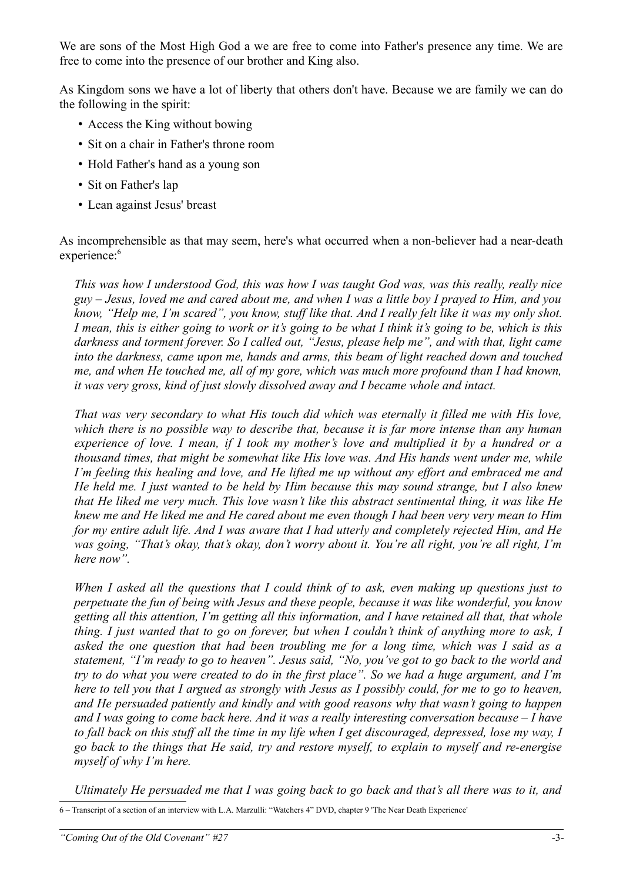We are sons of the Most High God a we are free to come into Father's presence any time. We are free to come into the presence of our brother and King also.

As Kingdom sons we have a lot of liberty that others don't have. Because we are family we can do the following in the spirit:

- Access the King without bowing
- Sit on a chair in Father's throne room
- Hold Father's hand as a young son
- Sit on Father's lap
- Lean against Jesus' breast

As incomprehensible as that may seem, here's what occurred when a non-believer had a near-death experience:[6]

> *This was how I understood God, this was how I was taught God was, was this really, really nice guy – Jesus, loved me and cared about me, and when I was a little boy I prayed to Him, and you know, "Help me, I'm scared", you know, stuff like that. And I really felt like it was my only shot. I mean, this is either going to work or it's going to be what I think it's going to be, which is this darkness and torment forever. So I called out, "Jesus, please help me", and with that, light came into the darkness, came upon me, hands and arms, this beam of light reached down and touched me, and when He touched me, all of my gore, which was much more profound than I had known, it was very gross, kind of just slowly dissolved away and I became whole and intact.*
>
> *That was very secondary to what His touch did which was eternally it filled me with His love, which there is no possible way to describe that, because it is far more intense than any human experience of love. I mean, if I took my mother's love and multiplied it by a hundred or a thousand times, that might be somewhat like His love was. And His hands went under me, while I'm feeling this healing and love, and He lifted me up without any effort and embraced me and He held me. I just wanted to be held by Him because this may sound strange, but I also knew that He liked me very much. This love wasn't like this abstract sentimental thing, it was like He knew me and He liked me and He cared about me even though I had been very very mean to Him for my entire adult life. And I was aware that I had utterly and completely rejected Him, and He was going, "That's okay, that's okay, don't worry about it. You're all right, you're all right, I'm here now".*
>
> *When I asked all the questions that I could think of to ask, even making up questions just to perpetuate the fun of being with Jesus and these people, because it was like wonderful, you know getting all this attention, I'm getting all this information, and I have retained all that, that whole thing. I just wanted that to go on forever, but when I couldn't think of anything more to ask, I asked the one question that had been troubling me for a long time, which was I said as a statement, "I'm ready to go to heaven". Jesus said, "No, you've got to go back to the world and try to do what you were created to do in the first place". So we had a huge argument, and I'm here to tell you that I argued as strongly with Jesus as I possibly could, for me to go to heaven, and He persuaded patiently and kindly and with good reasons why that wasn't going to happen and I was going to come back here. And it was a really interesting conversation because – I have to fall back on this stuff all the time in my life when I get discouraged, depressed, lose my way, I go back to the things that He said, try and restore myself, to explain to myself and re-energise myself of why I'm here.*
>
> *Ultimately He persuaded me that I was going back to go back and that's all there was to it, and*

---

6 – Transcript of a section of an interview with L.A. Marzulli: "Watchers 4" DVD, chapter 9 'The Near Death Experience'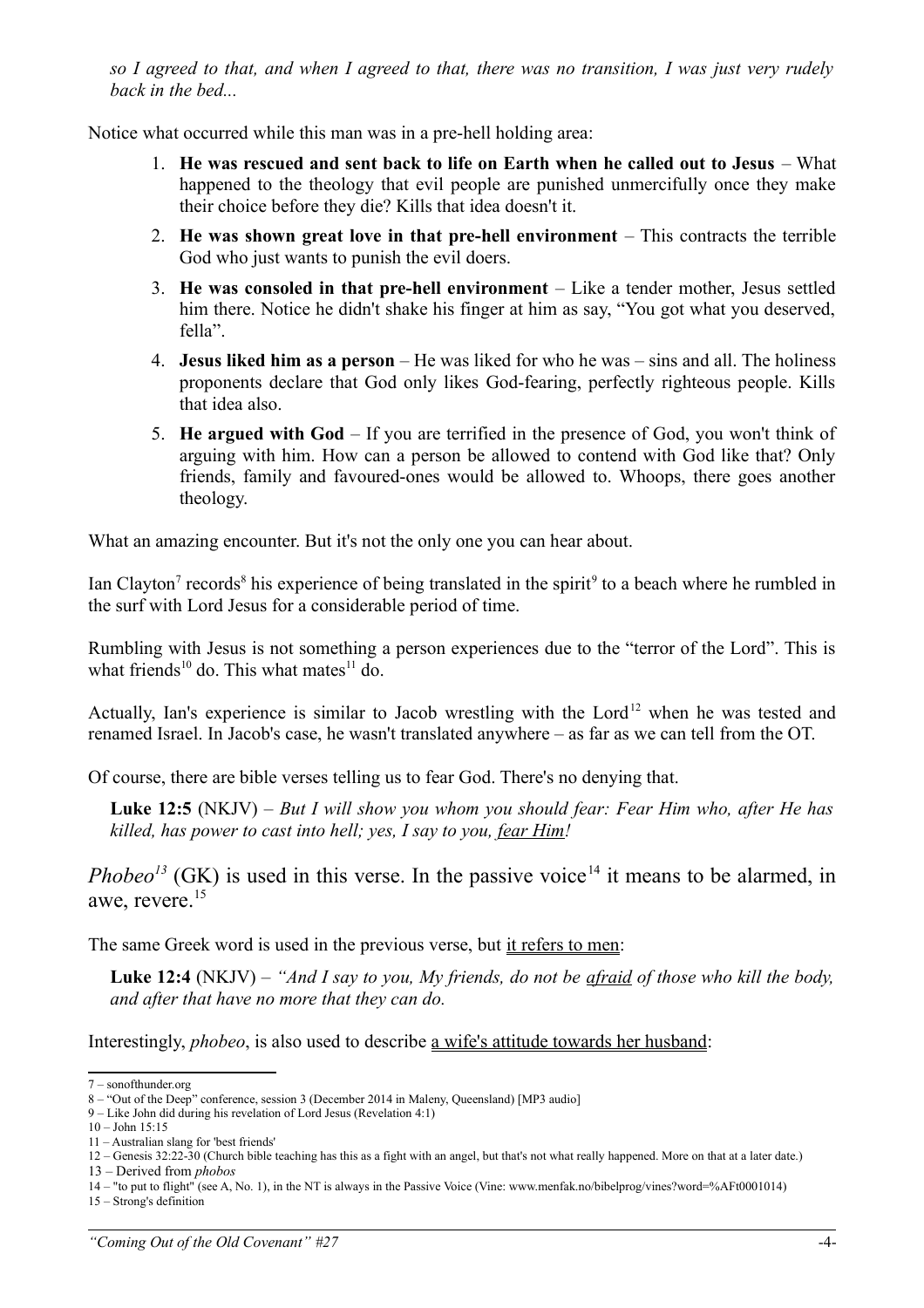*so I agreed to that, and when I agreed to that, there was no transition, I was just very rudely back in the bed...*

Notice what occurred while this man was in a pre-hell holding area:

1. **He was rescued and sent back to life on Earth when he called out to Jesus** – What happened to the theology that evil people are punished unmercifully once they make their choice before they die? Kills that idea doesn't it.
2. **He was shown great love in that pre-hell environment** – This contracts the terrible God who just wants to punish the evil doers.
3. **He was consoled in that pre-hell environment** – Like a tender mother, Jesus settled him there. Notice he didn't shake his finger at him as say, "You got what you deserved, fella".
4. **Jesus liked him as a person** – He was liked for who he was – sins and all. The holiness proponents declare that God only likes God-fearing, perfectly righteous people. Kills that idea also.
5. **He argued with God** – If you are terrified in the presence of God, you won't think of arguing with him. How can a person be allowed to contend with God like that? Only friends, family and favoured-ones would be allowed to. Whoops, there goes another theology.

What an amazing encounter. But it's not the only one you can hear about.

Ian Clayton[7] records[8] his experience of being translated in the spirit[9] to a beach where he rumbled in the surf with Lord Jesus for a considerable period of time.

Rumbling with Jesus is not something a person experiences due to the "terror of the Lord". This is what friends[10] do. This what mates[11] do.

Actually, Ian's experience is similar to Jacob wrestling with the Lord[12] when he was tested and renamed Israel. In Jacob's case, he wasn't translated anywhere – as far as we can tell from the OT.

Of course, there are bible verses telling us to fear God. There's no denying that.

> **Luke 12:5** (NKJV) – *But I will show you whom you should fear: Fear Him who, after He has killed, has power to cast into hell; yes, I say to you, <u>fear Him</u>!*

*Phobeo*[13] (GK) is used in this verse. In the passive voice[14] it means to be alarmed, in awe, revere.[15]

The same Greek word is used in the previous verse, but <u>it refers to men</u>:

> **Luke 12:4** (NKJV) – *"And I say to you, My friends, do not be <u>afraid</u> of those who kill the body, and after that have no more that they can do.*

Interestingly, *phobeo*, is also used to describe <u>a wife's attitude towards her husband</u>:

---

7 – sonofthunder.org

8 – "Out of the Deep" conference, session 3 (December 2014 in Maleny, Queensland) [MP3 audio]

9 – Like John did during his revelation of Lord Jesus (Revelation 4:1)

10 – John 15:15

11 – Australian slang for 'best friends'

12 – Genesis 32:22-30 (Church bible teaching has this as a fight with an angel, but that's not what really happened. More on that at a later date.)

13 – Derived from *phobos*

14 – "to put to flight" (see A, No. 1), in the NT is always in the Passive Voice (Vine: www.menfak.no/bibelprog/vines?word=%AFt0001014)

15 – Strong's definition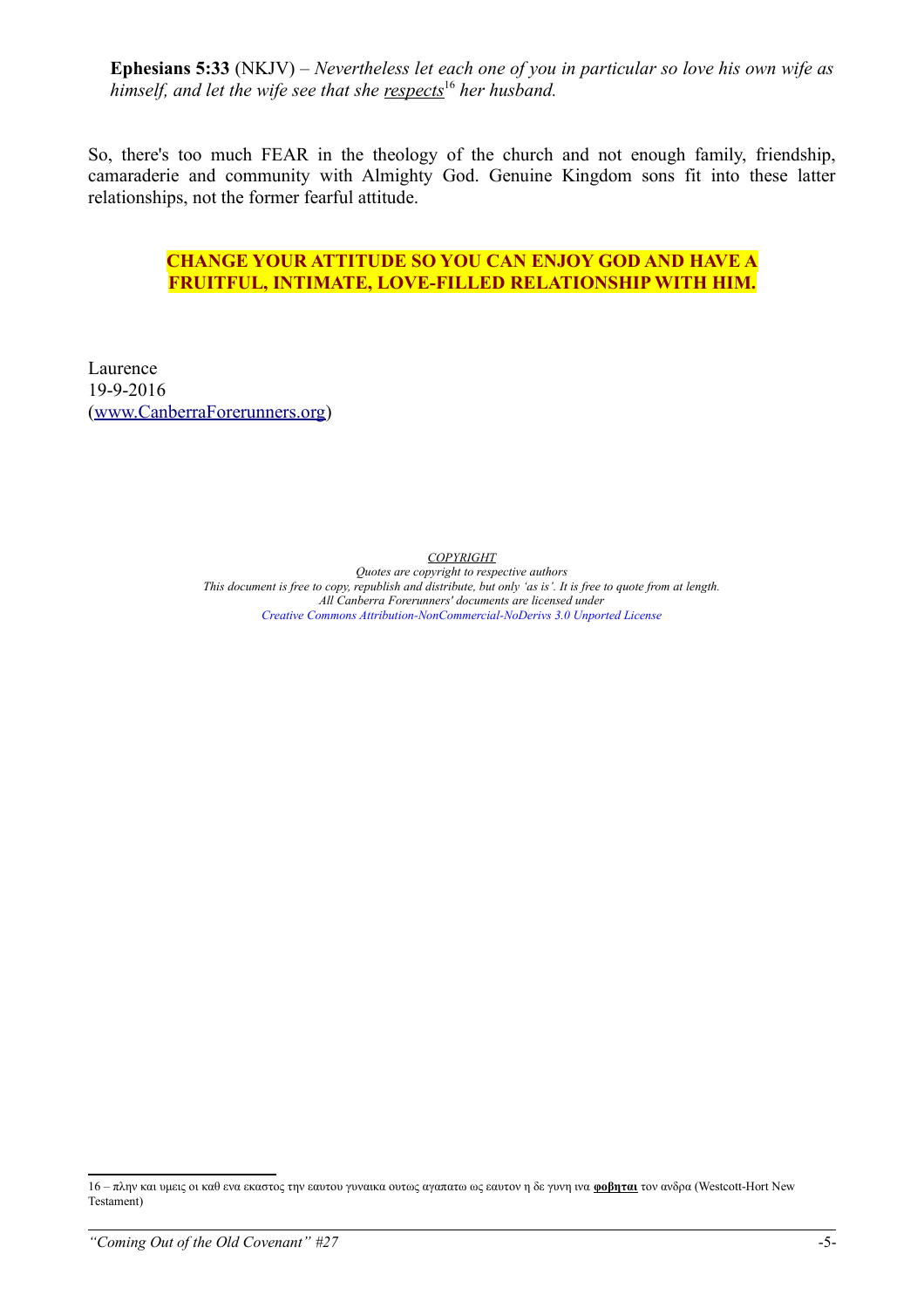**Ephesians 5:33** (NKJV) – *Nevertheless let each one of you in particular so love his own wife as himself, and let the wife see that she respects*[16] *her husband.*

So, there's too much FEAR in the theology of the church and not enough family, friendship, camaraderie and community with Almighty God. Genuine Kingdom sons fit into these latter relationships, not the former fearful attitude.

**CHANGE YOUR ATTITUDE SO YOU CAN ENJOY GOD AND HAVE A FRUITFUL, INTIMATE, LOVE-FILLED RELATIONSHIP WITH HIM.**

Laurence
19-9-2016
(www.CanberraForerunners.org)

*COPYRIGHT*
*Quotes are copyright to respective authors*
*This document is free to copy, republish and distribute, but only 'as is'. It is free to quote from at length.*
*All Canberra Forerunners' documents are licensed under*
*Creative Commons Attribution-NonCommercial-NoDerivs 3.0 Unported License*

16 – πλην και υμεις οι καθ ενα εκαστος την εαυτου γυναικα ουτως αγαπατω ως εαυτον η δε γυνη ινα **φοβηται** τον ανδρα (Westcott-Hort New Testament)